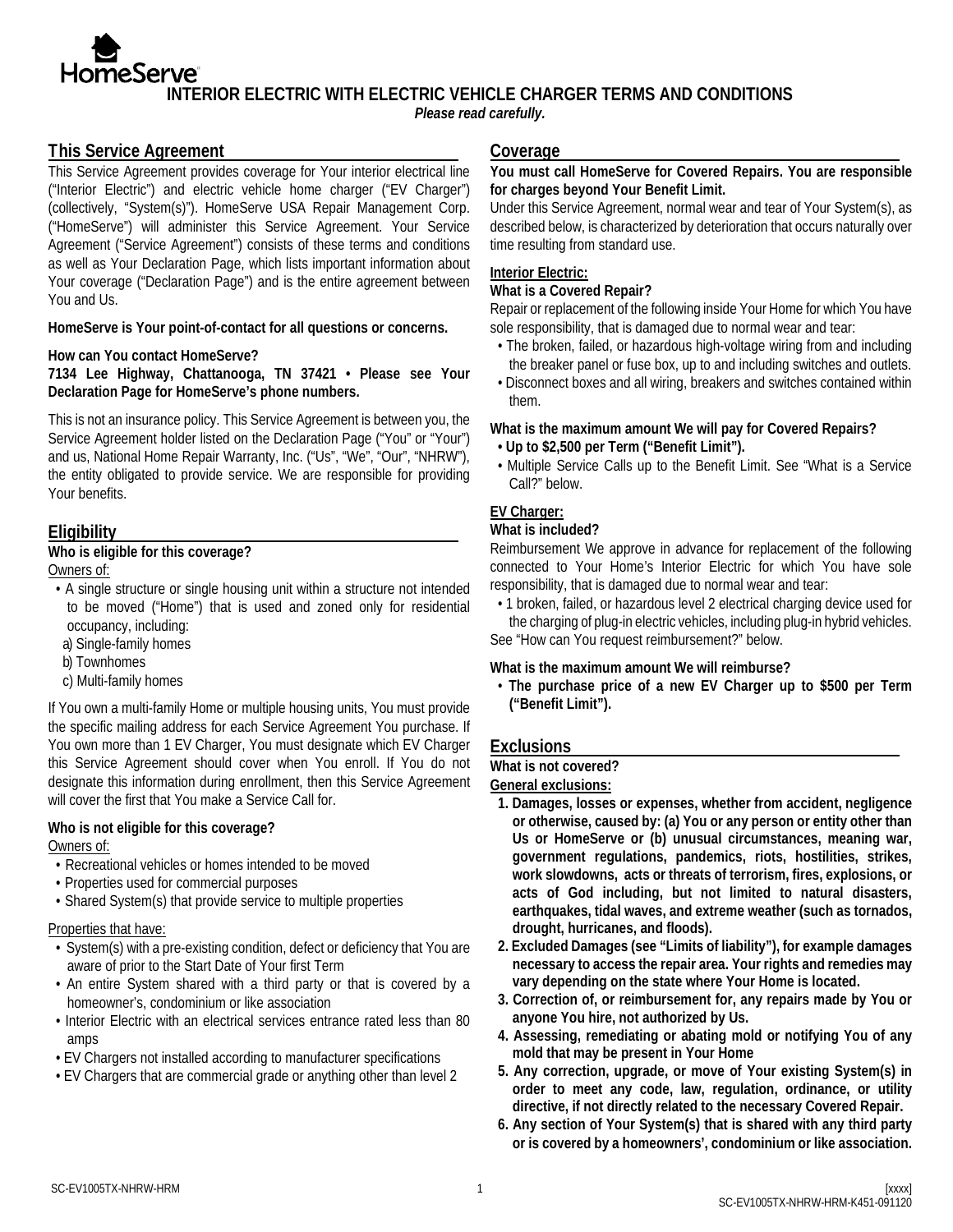HomeServe

# INTERIOR ELECTRIC WITH ELECTRIC VEHICLE CHARGER TERMS AND CONDITIONS

***Please read carefully.***

## This Service Agreement

This Service Agreement provides coverage for Your interior electrical line ("Interior Electric") and electric vehicle home charger ("EV Charger") (collectively, "System(s)"). HomeServe USA Repair Management Corp. ("HomeServe") will administer this Service Agreement. Your Service Agreement ("Service Agreement") consists of these terms and conditions as well as Your Declaration Page, which lists important information about Your coverage ("Declaration Page") and is the entire agreement between You and Us.

**HomeServe is Your point-of-contact for all questions or concerns.**

**How can You contact HomeServe?**
**7134 Lee Highway, Chattanooga, TN 37421 • Please see Your Declaration Page for HomeServe's phone numbers.**

This is not an insurance policy. This Service Agreement is between you, the Service Agreement holder listed on the Declaration Page ("You" or "Your") and us, National Home Repair Warranty, Inc. ("Us", "We", "Our", "NHRW"), the entity obligated to provide service. We are responsible for providing Your benefits.

## Eligibility

**Who is eligible for this coverage?**

Owners of:

- A single structure or single housing unit within a structure not intended to be moved ("Home") that is used and zoned only for residential occupancy, including:
  - a) Single-family homes
  - b) Townhomes
  - c) Multi-family homes

If You own a multi-family Home or multiple housing units, You must provide the specific mailing address for each Service Agreement You purchase. If You own more than 1 EV Charger, You must designate which EV Charger this Service Agreement should cover when You enroll. If You do not designate this information during enrollment, then this Service Agreement will cover the first that You make a Service Call for.

**Who is not eligible for this coverage?**

Owners of:

- Recreational vehicles or homes intended to be moved
- Properties used for commercial purposes
- Shared System(s) that provide service to multiple properties

Properties that have:

- System(s) with a pre-existing condition, defect or deficiency that You are aware of prior to the Start Date of Your first Term
- An entire System shared with a third party or that is covered by a homeowner's, condominium or like association
- Interior Electric with an electrical services entrance rated less than 80 amps
- EV Chargers not installed according to manufacturer specifications
- EV Chargers that are commercial grade or anything other than level 2

## Coverage

**You must call HomeServe for Covered Repairs. You are responsible for charges beyond Your Benefit Limit.**

Under this Service Agreement, normal wear and tear of Your System(s), as described below, is characterized by deterioration that occurs naturally over time resulting from standard use.

**Interior Electric:**

**What is a Covered Repair?**

Repair or replacement of the following inside Your Home for which You have sole responsibility, that is damaged due to normal wear and tear:

- The broken, failed, or hazardous high-voltage wiring from and including the breaker panel or fuse box, up to and including switches and outlets.
- Disconnect boxes and all wiring, breakers and switches contained within them.

**What is the maximum amount We will pay for Covered Repairs?**

- **Up to $2,500 per Term ("Benefit Limit").**
- Multiple Service Calls up to the Benefit Limit. See "What is a Service Call?" below.

**EV Charger:**

**What is included?**

Reimbursement We approve in advance for replacement of the following connected to Your Home's Interior Electric for which You have sole responsibility, that is damaged due to normal wear and tear:

- 1 broken, failed, or hazardous level 2 electrical charging device used for the charging of plug-in electric vehicles, including plug-in hybrid vehicles.

See "How can You request reimbursement?" below.

**What is the maximum amount We will reimburse?**

- **The purchase price of a new EV Charger up to $500 per Term ("Benefit Limit").**

## Exclusions

**What is not covered?**

**General exclusions:**

1. **Damages, losses or expenses, whether from accident, negligence or otherwise, caused by: (a) You or any person or entity other than Us or HomeServe or (b) unusual circumstances, meaning war, government regulations, pandemics, riots, hostilities, strikes, work slowdowns, acts or threats of terrorism, fires, explosions, or acts of God including, but not limited to natural disasters, earthquakes, tidal waves, and extreme weather (such as tornados, drought, hurricanes, and floods).**
2. **Excluded Damages (see "Limits of liability"), for example damages necessary to access the repair area. Your rights and remedies may vary depending on the state where Your Home is located.**
3. **Correction of, or reimbursement for, any repairs made by You or anyone You hire, not authorized by Us.**
4. **Assessing, remediating or abating mold or notifying You of any mold that may be present in Your Home**
5. **Any correction, upgrade, or move of Your existing System(s) in order to meet any code, law, regulation, ordinance, or utility directive, if not directly related to the necessary Covered Repair.**
6. **Any section of Your System(s) that is shared with any third party or is covered by a homeowners', condominium or like association.**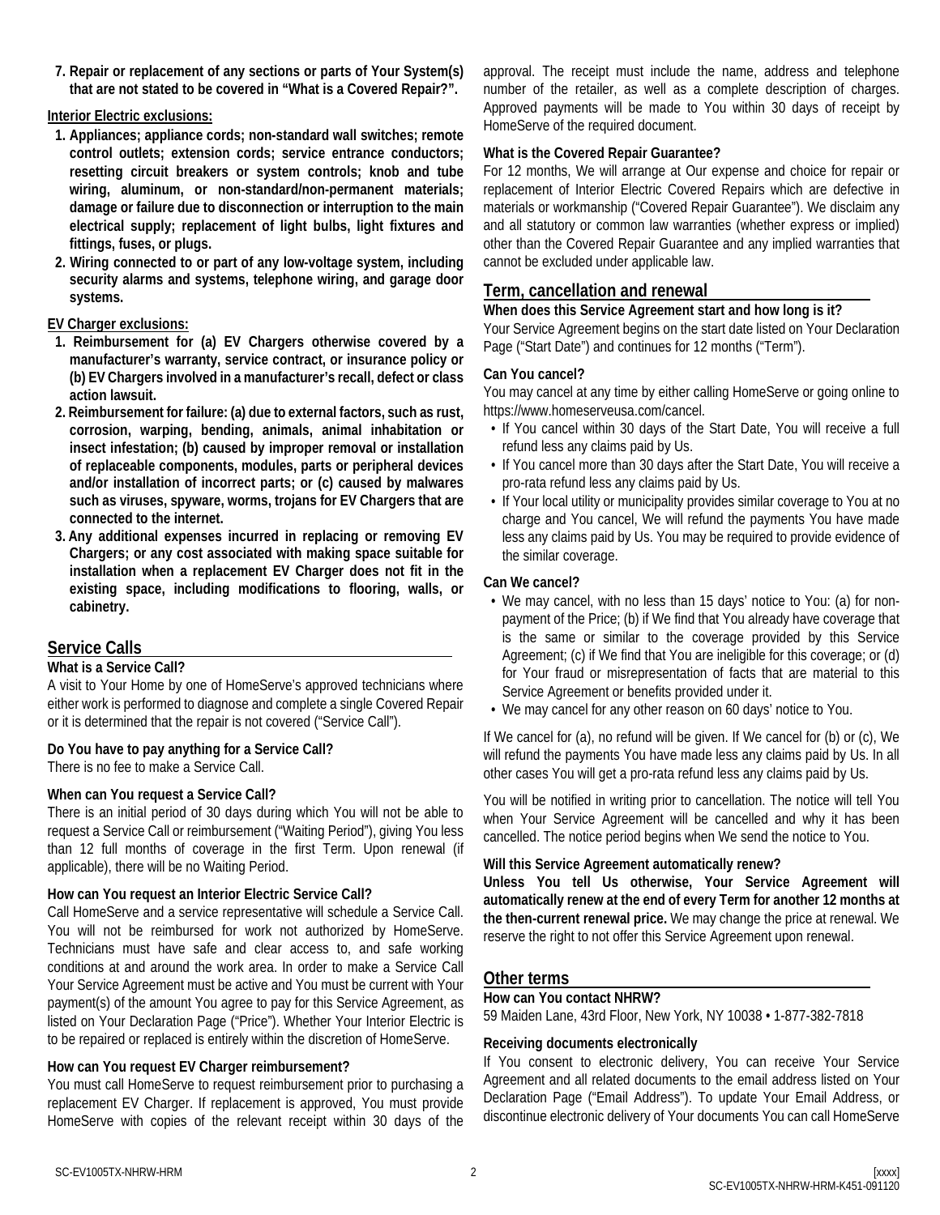**7. Repair or replacement of any sections or parts of Your System(s) that are not stated to be covered in "What is a Covered Repair?".**

**Interior Electric exclusions:**

1. **Appliances; appliance cords; non-standard wall switches; remote control outlets; extension cords; service entrance conductors; resetting circuit breakers or system controls; knob and tube wiring, aluminum, or non-standard/non-permanent materials; damage or failure due to disconnection or interruption to the main electrical supply; replacement of light bulbs, light fixtures and fittings, fuses, or plugs.**
2. **Wiring connected to or part of any low-voltage system, including security alarms and systems, telephone wiring, and garage door systems.**

**EV Charger exclusions:**

1. **Reimbursement for (a) EV Chargers otherwise covered by a manufacturer's warranty, service contract, or insurance policy or (b) EV Chargers involved in a manufacturer's recall, defect or class action lawsuit.**
2. **Reimbursement for failure: (a) due to external factors, such as rust, corrosion, warping, bending, animals, animal inhabitation or insect infestation; (b) caused by improper removal or installation of replaceable components, modules, parts or peripheral devices and/or installation of incorrect parts; or (c) caused by malwares such as viruses, spyware, worms, trojans for EV Chargers that are connected to the internet.**
3. **Any additional expenses incurred in replacing or removing EV Chargers; or any cost associated with making space suitable for installation when a replacement EV Charger does not fit in the existing space, including modifications to flooring, walls, or cabinetry.**

## Service Calls

**What is a Service Call?**

A visit to Your Home by one of HomeServe's approved technicians where either work is performed to diagnose and complete a single Covered Repair or it is determined that the repair is not covered ("Service Call").

**Do You have to pay anything for a Service Call?**

There is no fee to make a Service Call.

**When can You request a Service Call?**

There is an initial period of 30 days during which You will not be able to request a Service Call or reimbursement ("Waiting Period"), giving You less than 12 full months of coverage in the first Term. Upon renewal (if applicable), there will be no Waiting Period.

**How can You request an Interior Electric Service Call?**

Call HomeServe and a service representative will schedule a Service Call. You will not be reimbursed for work not authorized by HomeServe. Technicians must have safe and clear access to, and safe working conditions at and around the work area. In order to make a Service Call Your Service Agreement must be active and You must be current with Your payment(s) of the amount You agree to pay for this Service Agreement, as listed on Your Declaration Page ("Price"). Whether Your Interior Electric is to be repaired or replaced is entirely within the discretion of HomeServe.

**How can You request EV Charger reimbursement?**

You must call HomeServe to request reimbursement prior to purchasing a replacement EV Charger. If replacement is approved, You must provide HomeServe with copies of the relevant receipt within 30 days of the approval. The receipt must include the name, address and telephone number of the retailer, as well as a complete description of charges. Approved payments will be made to You within 30 days of receipt by HomeServe of the required document.

**What is the Covered Repair Guarantee?**

For 12 months, We will arrange at Our expense and choice for repair or replacement of Interior Electric Covered Repairs which are defective in materials or workmanship ("Covered Repair Guarantee"). We disclaim any and all statutory or common law warranties (whether express or implied) other than the Covered Repair Guarantee and any implied warranties that cannot be excluded under applicable law.

## Term, cancellation and renewal

**When does this Service Agreement start and how long is it?**

Your Service Agreement begins on the start date listed on Your Declaration Page ("Start Date") and continues for 12 months ("Term").

**Can You cancel?**

You may cancel at any time by either calling HomeServe or going online to https://www.homeserveusa.com/cancel.

- If You cancel within 30 days of the Start Date, You will receive a full refund less any claims paid by Us.
- If You cancel more than 30 days after the Start Date, You will receive a pro-rata refund less any claims paid by Us.
- If Your local utility or municipality provides similar coverage to You at no charge and You cancel, We will refund the payments You have made less any claims paid by Us. You may be required to provide evidence of the similar coverage.

**Can We cancel?**

- We may cancel, with no less than 15 days' notice to You: (a) for non-payment of the Price; (b) if We find that You already have coverage that is the same or similar to the coverage provided by this Service Agreement; (c) if We find that You are ineligible for this coverage; or (d) for Your fraud or misrepresentation of facts that are material to this Service Agreement or benefits provided under it.
- We may cancel for any other reason on 60 days' notice to You.

If We cancel for (a), no refund will be given. If We cancel for (b) or (c), We will refund the payments You have made less any claims paid by Us. In all other cases You will get a pro-rata refund less any claims paid by Us.

You will be notified in writing prior to cancellation. The notice will tell You when Your Service Agreement will be cancelled and why it has been cancelled. The notice period begins when We send the notice to You.

**Will this Service Agreement automatically renew?**

**Unless You tell Us otherwise, Your Service Agreement will automatically renew at the end of every Term for another 12 months at the then-current renewal price.** We may change the price at renewal. We reserve the right to not offer this Service Agreement upon renewal.

## Other terms

**How can You contact NHRW?**

59 Maiden Lane, 43rd Floor, New York, NY 10038 • 1-877-382-7818

**Receiving documents electronically**

If You consent to electronic delivery, You can receive Your Service Agreement and all related documents to the email address listed on Your Declaration Page ("Email Address"). To update Your Email Address, or discontinue electronic delivery of Your documents You can call HomeServe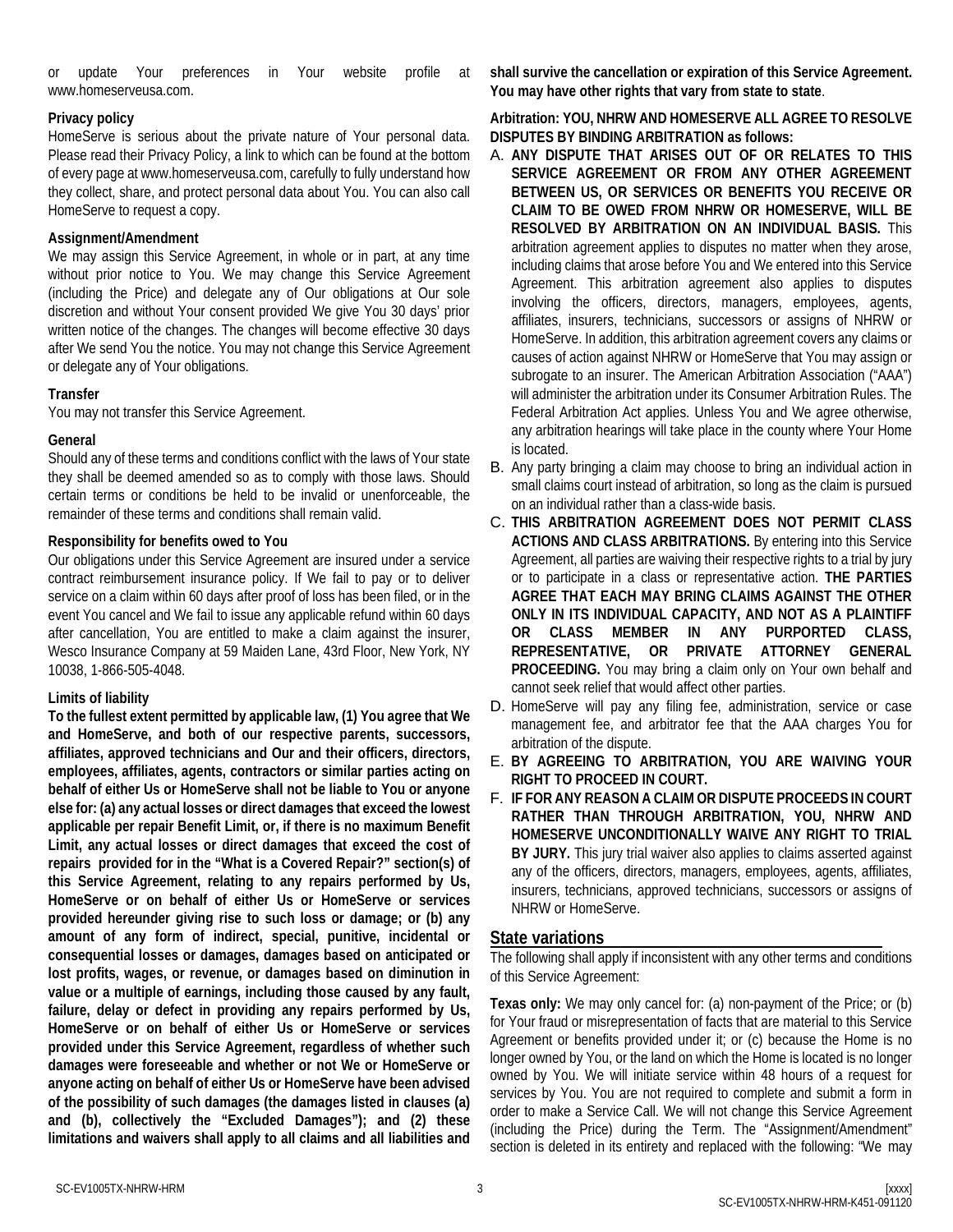or update Your preferences in Your website profile at www.homeserveusa.com.

### Privacy policy

HomeServe is serious about the private nature of Your personal data. Please read their Privacy Policy, a link to which can be found at the bottom of every page at www.homeserveusa.com, carefully to fully understand how they collect, share, and protect personal data about You. You can also call HomeServe to request a copy.

### Assignment/Amendment

We may assign this Service Agreement, in whole or in part, at any time without prior notice to You. We may change this Service Agreement (including the Price) and delegate any of Our obligations at Our sole discretion and without Your consent provided We give You 30 days' prior written notice of the changes. The changes will become effective 30 days after We send You the notice. You may not change this Service Agreement or delegate any of Your obligations.

### Transfer

You may not transfer this Service Agreement.

### General

Should any of these terms and conditions conflict with the laws of Your state they shall be deemed amended so as to comply with those laws. Should certain terms or conditions be held to be invalid or unenforceable, the remainder of these terms and conditions shall remain valid.

### Responsibility for benefits owed to You

Our obligations under this Service Agreement are insured under a service contract reimbursement insurance policy. If We fail to pay or to deliver service on a claim within 60 days after proof of loss has been filed, or in the event You cancel and We fail to issue any applicable refund within 60 days after cancellation, You are entitled to make a claim against the insurer, Wesco Insurance Company at 59 Maiden Lane, 43rd Floor, New York, NY 10038, 1-866-505-4048.

### Limits of liability

**To the fullest extent permitted by applicable law, (1) You agree that We and HomeServe, and both of our respective parents, successors, affiliates, approved technicians and Our and their officers, directors, employees, affiliates, agents, contractors or similar parties acting on behalf of either Us or HomeServe shall not be liable to You or anyone else for: (a) any actual losses or direct damages that exceed the lowest applicable per repair Benefit Limit, or, if there is no maximum Benefit Limit, any actual losses or direct damages that exceed the cost of repairs provided for in the "What is a Covered Repair?" section(s) of this Service Agreement, relating to any repairs performed by Us, HomeServe or on behalf of either Us or HomeServe or services provided hereunder giving rise to such loss or damage; or (b) any amount of any form of indirect, special, punitive, incidental or consequential losses or damages, damages based on anticipated or lost profits, wages, or revenue, or damages based on diminution in value or a multiple of earnings, including those caused by any fault, failure, delay or defect in providing any repairs performed by Us, HomeServe or on behalf of either Us or HomeServe or services provided under this Service Agreement, regardless of whether such damages were foreseeable and whether or not We or HomeServe or anyone acting on behalf of either Us or HomeServe have been advised of the possibility of such damages (the damages listed in clauses (a) and (b), collectively the "Excluded Damages"); and (2) these limitations and waivers shall apply to all claims and all liabilities and shall survive the cancellation or expiration of this Service Agreement. You may have other rights that vary from state to state**.

**Arbitration: YOU, NHRW AND HOMESERVE ALL AGREE TO RESOLVE DISPUTES BY BINDING ARBITRATION as follows:**

A. **ANY DISPUTE THAT ARISES OUT OF OR RELATES TO THIS SERVICE AGREEMENT OR FROM ANY OTHER AGREEMENT BETWEEN US, OR SERVICES OR BENEFITS YOU RECEIVE OR CLAIM TO BE OWED FROM NHRW OR HOMESERVE, WILL BE RESOLVED BY ARBITRATION ON AN INDIVIDUAL BASIS.** This arbitration agreement applies to disputes no matter when they arose, including claims that arose before You and We entered into this Service Agreement. This arbitration agreement also applies to disputes involving the officers, directors, managers, employees, agents, affiliates, insurers, technicians, successors or assigns of NHRW or HomeServe. In addition, this arbitration agreement covers any claims or causes of action against NHRW or HomeServe that You may assign or subrogate to an insurer. The American Arbitration Association ("AAA") will administer the arbitration under its Consumer Arbitration Rules. The Federal Arbitration Act applies. Unless You and We agree otherwise, any arbitration hearings will take place in the county where Your Home is located.

B. Any party bringing a claim may choose to bring an individual action in small claims court instead of arbitration, so long as the claim is pursued on an individual rather than a class-wide basis.

C. **THIS ARBITRATION AGREEMENT DOES NOT PERMIT CLASS ACTIONS AND CLASS ARBITRATIONS.** By entering into this Service Agreement, all parties are waiving their respective rights to a trial by jury or to participate in a class or representative action. **THE PARTIES AGREE THAT EACH MAY BRING CLAIMS AGAINST THE OTHER ONLY IN ITS INDIVIDUAL CAPACITY, AND NOT AS A PLAINTIFF OR CLASS MEMBER IN ANY PURPORTED CLASS, REPRESENTATIVE, OR PRIVATE ATTORNEY GENERAL PROCEEDING.** You may bring a claim only on Your own behalf and cannot seek relief that would affect other parties.

D. HomeServe will pay any filing fee, administration, service or case management fee, and arbitrator fee that the AAA charges You for arbitration of the dispute.

E. **BY AGREEING TO ARBITRATION, YOU ARE WAIVING YOUR RIGHT TO PROCEED IN COURT.**

F. **IF FOR ANY REASON A CLAIM OR DISPUTE PROCEEDS IN COURT RATHER THAN THROUGH ARBITRATION, YOU, NHRW AND HOMESERVE UNCONDITIONALLY WAIVE ANY RIGHT TO TRIAL BY JURY.** This jury trial waiver also applies to claims asserted against any of the officers, directors, managers, employees, agents, affiliates, insurers, technicians, approved technicians, successors or assigns of NHRW or HomeServe.

## State variations

The following shall apply if inconsistent with any other terms and conditions of this Service Agreement:

**Texas only:** We may only cancel for: (a) non-payment of the Price; or (b) for Your fraud or misrepresentation of facts that are material to this Service Agreement or benefits provided under it; or (c) because the Home is no longer owned by You, or the land on which the Home is located is no longer owned by You. We will initiate service within 48 hours of a request for services by You. You are not required to complete and submit a form in order to make a Service Call. We will not change this Service Agreement (including the Price) during the Term. The "Assignment/Amendment" section is deleted in its entirety and replaced with the following: "We may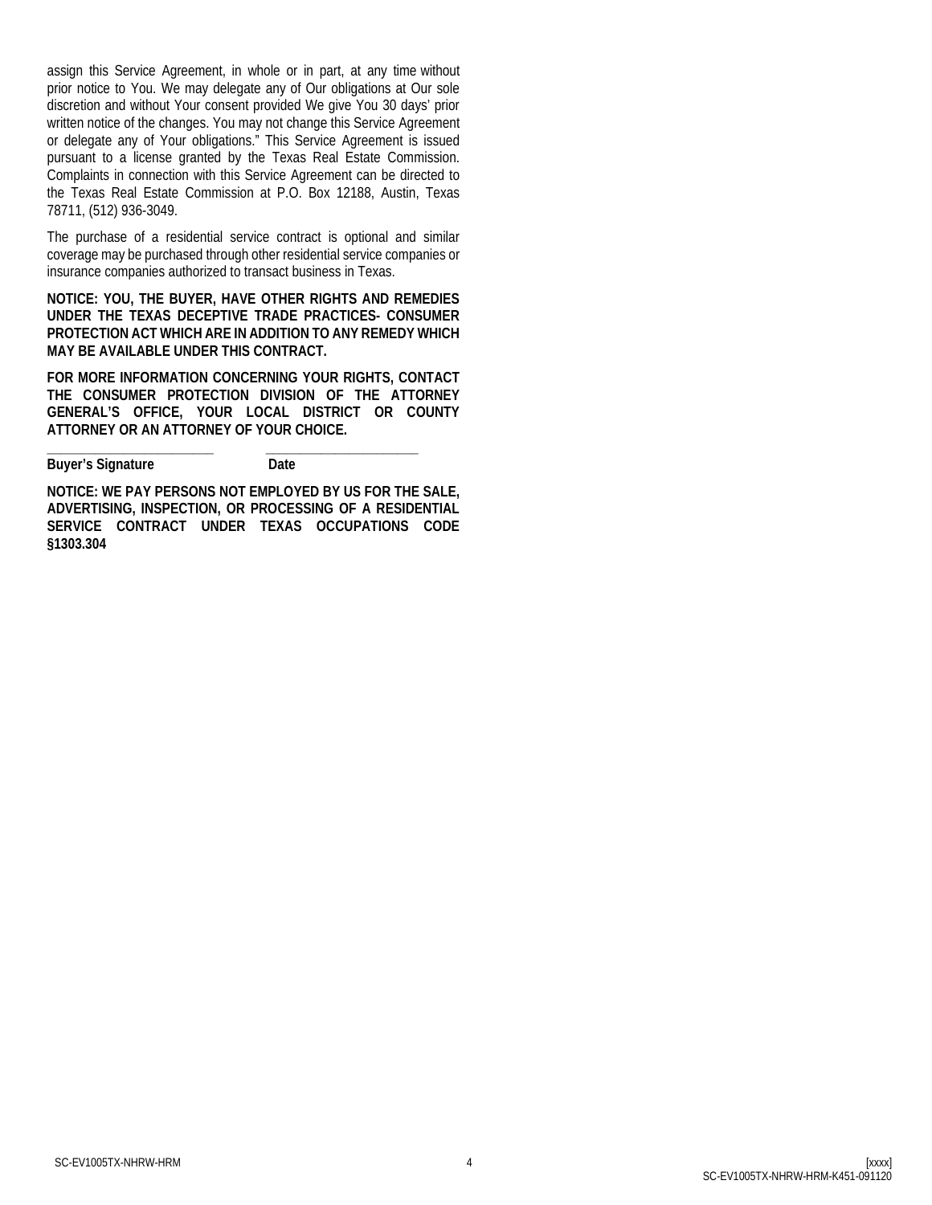assign this Service Agreement, in whole or in part, at any time without prior notice to You. We may delegate any of Our obligations at Our sole discretion and without Your consent provided We give You 30 days' prior written notice of the changes. You may not change this Service Agreement or delegate any of Your obligations." This Service Agreement is issued pursuant to a license granted by the Texas Real Estate Commission. Complaints in connection with this Service Agreement can be directed to the Texas Real Estate Commission at P.O. Box 12188, Austin, Texas 78711, (512) 936-3049.

The purchase of a residential service contract is optional and similar coverage may be purchased through other residential service companies or insurance companies authorized to transact business in Texas.

**NOTICE: YOU, THE BUYER, HAVE OTHER RIGHTS AND REMEDIES UNDER THE TEXAS DECEPTIVE TRADE PRACTICES- CONSUMER PROTECTION ACT WHICH ARE IN ADDITION TO ANY REMEDY WHICH MAY BE AVAILABLE UNDER THIS CONTRACT.**

**FOR MORE INFORMATION CONCERNING YOUR RIGHTS, CONTACT THE CONSUMER PROTECTION DIVISION OF THE ATTORNEY GENERAL'S OFFICE, YOUR LOCAL DISTRICT OR COUNTY ATTORNEY OR AN ATTORNEY OF YOUR CHOICE.**

\_\_\_\_\_\_\_\_\_\_\_\_\_\_\_\_\_\_\_\_\_\_\_\_ \_\_\_\_\_\_\_\_\_\_\_\_\_\_\_\_\_\_\_\_\_\_\_\_

**Buyer's Signature** **Date**

**NOTICE: WE PAY PERSONS NOT EMPLOYED BY US FOR THE SALE, ADVERTISING, INSPECTION, OR PROCESSING OF A RESIDENTIAL SERVICE CONTRACT UNDER TEXAS OCCUPATIONS CODE §1303.304**

SC-EV1005TX-NHRW-HRM [xxxx]
SC-EV1005TX-NHRW-HRM-K451-091120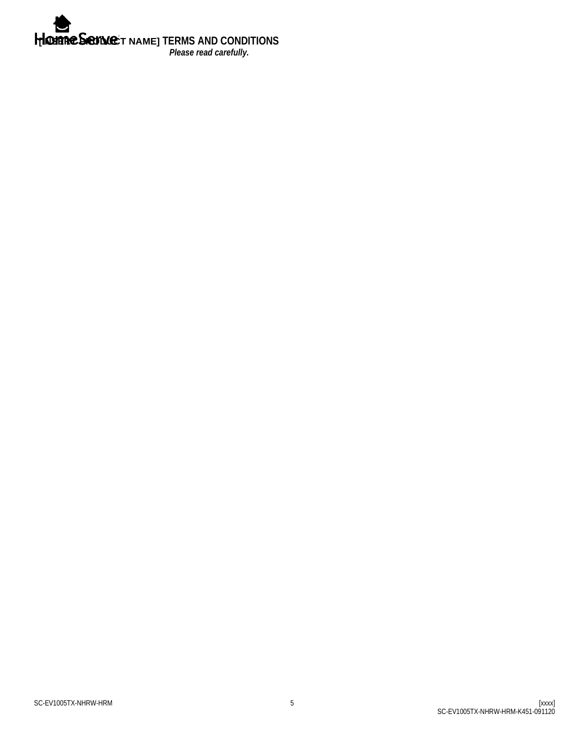# [INSERT PRODUCT NAME] TERMS AND CONDITIONS

***Please read carefully.***